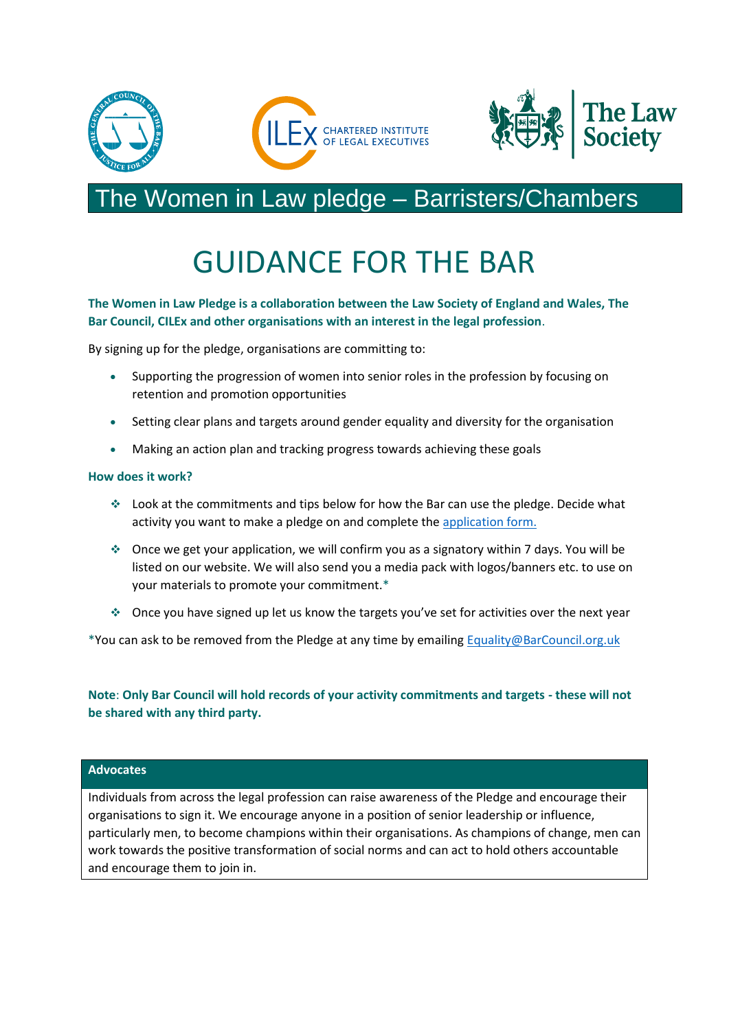## The Women in Law pledge – Barristers/Chambers

# GUIDANCE FOR THE BAR

**The Women in Law Pledge is a collaboration between the Law Society of England and Wales, The Bar Council, CILEx and other organisations with an interest in the legal profession.**

By signing up for the pledge, organisations are committing to:

- Supporting the progression of women into senior roles in the profession by focusing on retention and promotion opportunities
- Setting clear plans and targets around gender equality and diversity for the organisation
- Making an action plan and tracking progress towards achieving these goals

**How does it work?**

- Look at the commitments and tips below for how the Bar can use the pledge. Decide what activity you want to make a pledge on and complete the application form.
- Once we get your application, we will confirm you as a signatory within 7 days. You will be listed on our website. We will also send you a media pack with logos/banners etc. to use on your materials to promote your commitment.*
- Once you have signed up let us know the targets you've set for activities over the next year

*You can ask to be removed from the Pledge at any time by emailing Equality@BarCouncil.org.uk

**Note: Only Bar Council will hold records of your activity commitments and targets - these will not be shared with any third party.**

| Advocates |
| --- |
| Individuals from across the legal profession can raise awareness of the Pledge and encourage their organisations to sign it. We encourage anyone in a position of senior leadership or influence, particularly men, to become champions within their organisations. As champions of change, men can work towards the positive transformation of social norms and can act to hold others accountable and encourage them to join in. |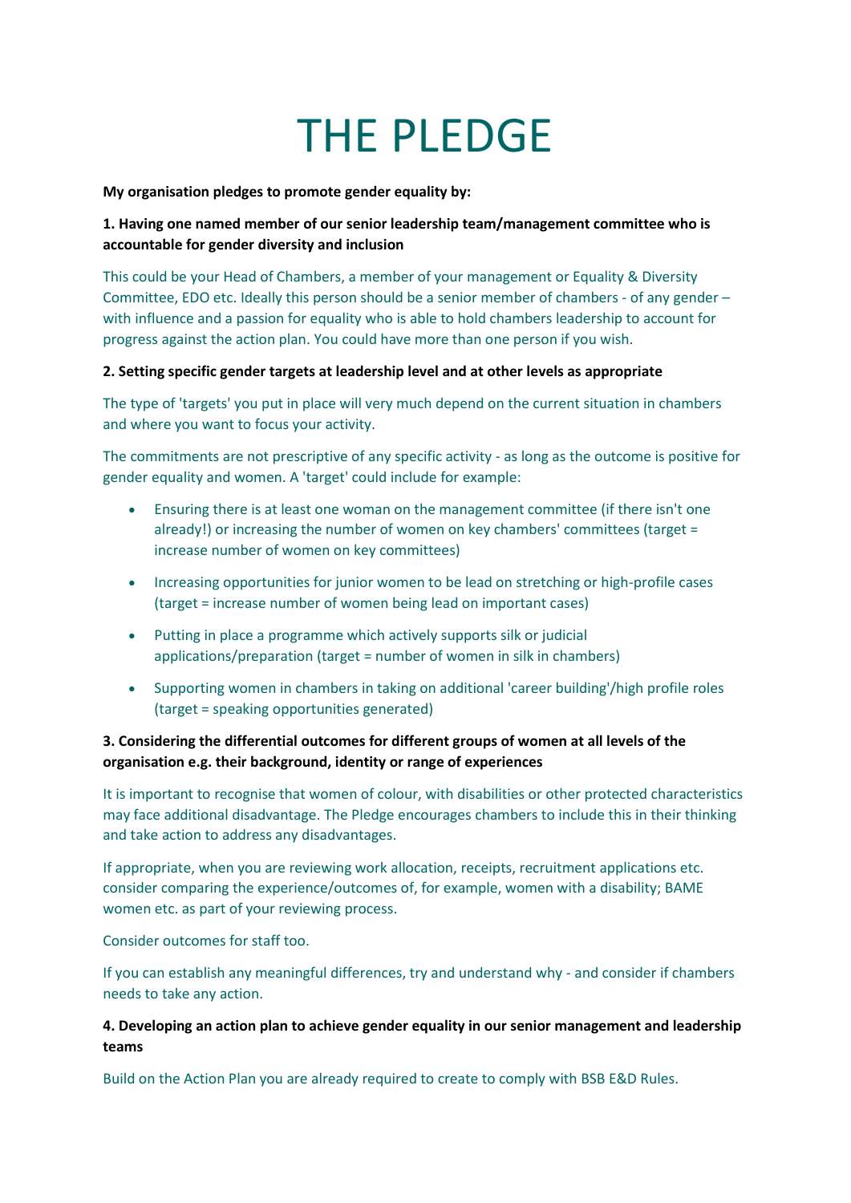# THE PLEDGE

**My organisation pledges to promote gender equality by:**

**1. Having one named member of our senior leadership team/management committee who is accountable for gender diversity and inclusion**

This could be your Head of Chambers, a member of your management or Equality & Diversity Committee, EDO etc. Ideally this person should be a senior member of chambers - of any gender – with influence and a passion for equality who is able to hold chambers leadership to account for progress against the action plan. You could have more than one person if you wish.

**2. Setting specific gender targets at leadership level and at other levels as appropriate**

The type of 'targets' you put in place will very much depend on the current situation in chambers and where you want to focus your activity.

The commitments are not prescriptive of any specific activity - as long as the outcome is positive for gender equality and women. A 'target' could include for example:

- Ensuring there is at least one woman on the management committee (if there isn't one already!) or increasing the number of women on key chambers' committees (target = increase number of women on key committees)
- Increasing opportunities for junior women to be lead on stretching or high-profile cases (target = increase number of women being lead on important cases)
- Putting in place a programme which actively supports silk or judicial applications/preparation (target = number of women in silk in chambers)
- Supporting women in chambers in taking on additional 'career building'/high profile roles (target = speaking opportunities generated)

**3. Considering the differential outcomes for different groups of women at all levels of the organisation e.g. their background, identity or range of experiences**

It is important to recognise that women of colour, with disabilities or other protected characteristics may face additional disadvantage. The Pledge encourages chambers to include this in their thinking and take action to address any disadvantages.

If appropriate, when you are reviewing work allocation, receipts, recruitment applications etc. consider comparing the experience/outcomes of, for example, women with a disability; BAME women etc. as part of your reviewing process.

Consider outcomes for staff too.

If you can establish any meaningful differences, try and understand why - and consider if chambers needs to take any action.

**4. Developing an action plan to achieve gender equality in our senior management and leadership teams**

Build on the Action Plan you are already required to create to comply with BSB E&D Rules.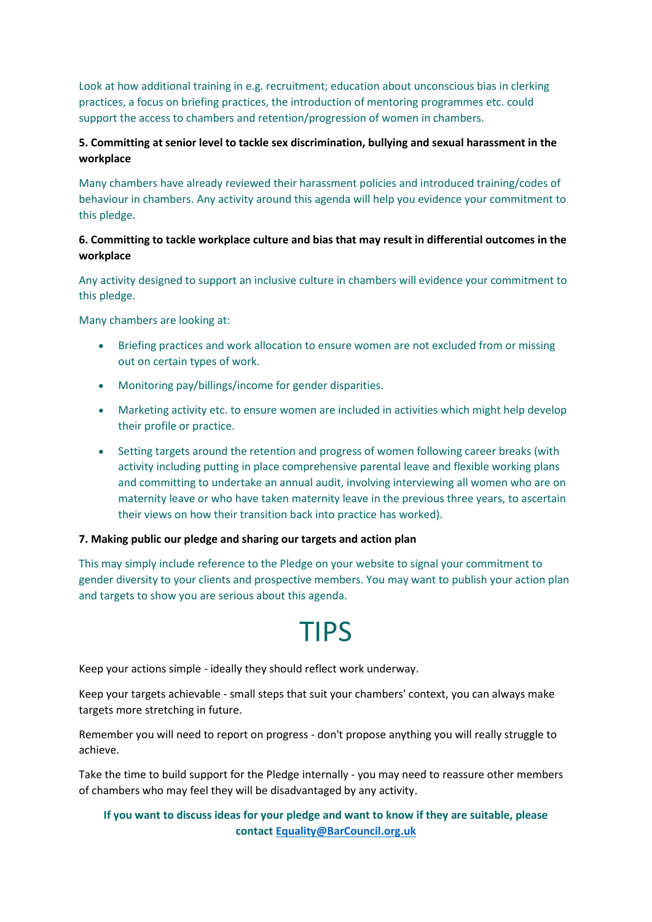Look at how additional training in e.g. recruitment; education about unconscious bias in clerking practices, a focus on briefing practices, the introduction of mentoring programmes etc. could support the access to chambers and retention/progression of women in chambers.

**5. Committing at senior level to tackle sex discrimination, bullying and sexual harassment in the workplace**

Many chambers have already reviewed their harassment policies and introduced training/codes of behaviour in chambers. Any activity around this agenda will help you evidence your commitment to this pledge.

**6. Committing to tackle workplace culture and bias that may result in differential outcomes in the workplace**

Any activity designed to support an inclusive culture in chambers will evidence your commitment to this pledge.

Many chambers are looking at:

- Briefing practices and work allocation to ensure women are not excluded from or missing out on certain types of work.
- Monitoring pay/billings/income for gender disparities.
- Marketing activity etc. to ensure women are included in activities which might help develop their profile or practice.
- Setting targets around the retention and progress of women following career breaks (with activity including putting in place comprehensive parental leave and flexible working plans and committing to undertake an annual audit, involving interviewing all women who are on maternity leave or who have taken maternity leave in the previous three years, to ascertain their views on how their transition back into practice has worked).

**7. Making public our pledge and sharing our targets and action plan**

This may simply include reference to the Pledge on your website to signal your commitment to gender diversity to your clients and prospective members. You may want to publish your action plan and targets to show you are serious about this agenda.

# TIPS

Keep your actions simple - ideally they should reflect work underway.

Keep your targets achievable - small steps that suit your chambers' context, you can always make targets more stretching in future.

Remember you will need to report on progress - don't propose anything you will really struggle to achieve.

Take the time to build support for the Pledge internally - you may need to reassure other members of chambers who may feel they will be disadvantaged by any activity.

**If you want to discuss ideas for your pledge and want to know if they are suitable, please contact [Equality@BarCouncil.org.uk](mailto:Equality@BarCouncil.org.uk)**